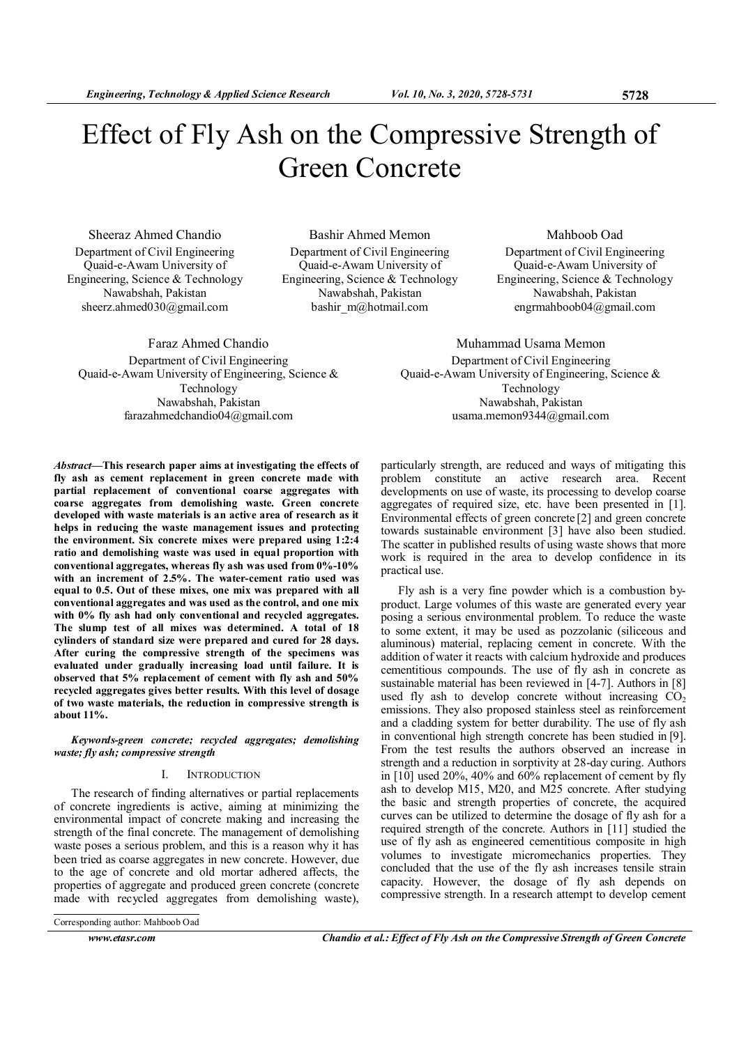# Effect of Fly Ash on the Compressive Strength of Green Concrete

Sheeraz Ahmed Chandio
Department of Civil Engineering
Quaid-e-Awam University of Engineering, Science & Technology
Nawabshah, Pakistan
sheerz.ahmed030@gmail.com

Bashir Ahmed Memon
Department of Civil Engineering
Quaid-e-Awam University of Engineering, Science & Technology
Nawabshah, Pakistan
bashir_m@hotmail.com

Mahboob Oad
Department of Civil Engineering
Quaid-e-Awam University of Engineering, Science & Technology
Nawabshah, Pakistan
engrmahboob04@gmail.com

Faraz Ahmed Chandio
Department of Civil Engineering
Quaid-e-Awam University of Engineering, Science & Technology
Nawabshah, Pakistan
farazahmedchandio04@gmail.com

Muhammad Usama Memon
Department of Civil Engineering
Quaid-e-Awam University of Engineering, Science & Technology
Nawabshah, Pakistan
usama.memon9344@gmail.com

***Abstract*—This research paper aims at investigating the effects of fly ash as cement replacement in green concrete made with partial replacement of conventional coarse aggregates with coarse aggregates from demolishing waste. Green concrete developed with waste materials is an active area of research as it helps in reducing the waste management issues and protecting the environment. Six concrete mixes were prepared using 1:2:4 ratio and demolishing waste was used in equal proportion with conventional aggregates, whereas fly ash was used from 0%-10% with an increment of 2.5%. The water-cement ratio used was equal to 0.5. Out of these mixes, one mix was prepared with all conventional aggregates and was used as the control, and one mix with 0% fly ash had only conventional and recycled aggregates. The slump test of all mixes was determined. A total of 18 cylinders of standard size were prepared and cured for 28 days. After curing the compressive strength of the specimens was evaluated under gradually increasing load until failure. It is observed that 5% replacement of cement with fly ash and 50% recycled aggregates gives better results. With this level of dosage of two waste materials, the reduction in compressive strength is about 11%.**

***Keywords-green concrete; recycled aggregates; demolishing waste; fly ash; compressive strength***

## I. Introduction

The research of finding alternatives or partial replacements of concrete ingredients is active, aiming at minimizing the environmental impact of concrete making and increasing the strength of the final concrete. The management of demolishing waste poses a serious problem, and this is a reason why it has been tried as coarse aggregates in new concrete. However, due to the age of concrete and old mortar adhered affects, the properties of aggregate and produced green concrete (concrete made with recycled aggregates from demolishing waste), particularly strength, are reduced and ways of mitigating this problem constitute an active research area. Recent developments on use of waste, its processing to develop coarse aggregates of required size, etc. have been presented in [1]. Environmental effects of green concrete [2] and green concrete towards sustainable environment [3] have also been studied. The scatter in published results of using waste shows that more work is required in the area to develop confidence in its practical use.

Fly ash is a very fine powder which is a combustion by-product. Large volumes of this waste are generated every year posing a serious environmental problem. To reduce the waste to some extent, it may be used as pozzolanic (siliceous and aluminous) material, replacing cement in concrete. With the addition of water it reacts with calcium hydroxide and produces cementitious compounds. The use of fly ash in concrete as sustainable material has been reviewed in [4-7]. Authors in [8] used fly ash to develop concrete without increasing $CO_2$ emissions. They also proposed stainless steel as reinforcement and a cladding system for better durability. The use of fly ash in conventional high strength concrete has been studied in [9]. From the test results the authors observed an increase in strength and a reduction in sorptivity at 28-day curing. Authors in [10] used 20%, 40% and 60% replacement of cement by fly ash to develop M15, M20, and M25 concrete. After studying the basic and strength properties of concrete, the acquired curves can be utilized to determine the dosage of fly ash for a required strength of the concrete. Authors in [11] studied the use of fly ash as engineered cementitious composite in high volumes to investigate micromechanics properties. They concluded that the use of the fly ash increases tensile strain capacity. However, the dosage of fly ash depends on compressive strength. In a research attempt to develop cement

Corresponding author: Mahboob Oad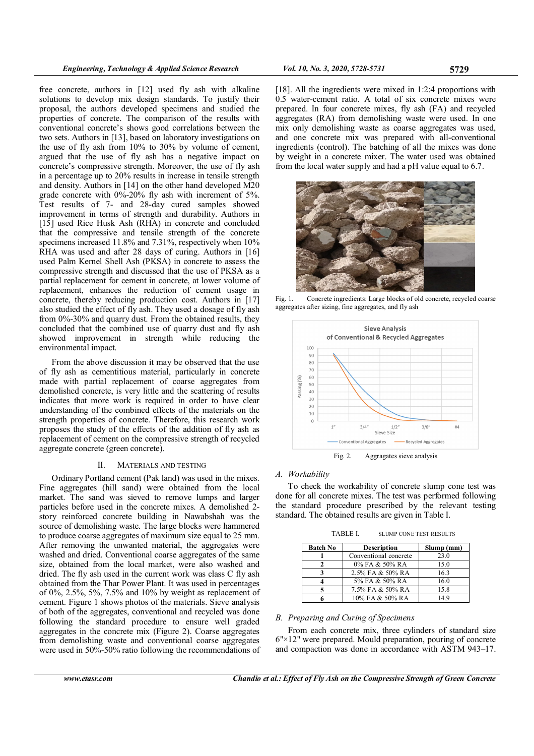free concrete, authors in [12] used fly ash with alkaline solutions to develop mix design standards. To justify their proposal, the authors developed specimens and studied the properties of concrete. The comparison of the results with conventional concrete's shows good correlations between the two sets. Authors in [13], based on laboratory investigations on the use of fly ash from 10% to 30% by volume of cement, argued that the use of fly ash has a negative impact on concrete's compressive strength. Moreover, the use of fly ash in a percentage up to 20% results in increase in tensile strength and density. Authors in [14] on the other hand developed M20 grade concrete with 0%-20% fly ash with increment of 5%. Test results of 7- and 28-day cured samples showed improvement in terms of strength and durability. Authors in [15] used Rice Husk Ash (RHA) in concrete and concluded that the compressive and tensile strength of the concrete specimens increased 11.8% and 7.31%, respectively when 10% RHA was used and after 28 days of curing. Authors in [16] used Palm Kernel Shell Ash (PKSA) in concrete to assess the compressive strength and discussed that the use of PKSA as a partial replacement for cement in concrete, at lower volume of replacement, enhances the reduction of cement usage in concrete, thereby reducing production cost. Authors in [17] also studied the effect of fly ash. They used a dosage of fly ash from 0%-30% and quarry dust. From the obtained results, they concluded that the combined use of quarry dust and fly ash showed improvement in strength while reducing the environmental impact.

From the above discussion it may be observed that the use of fly ash as cementitious material, particularly in concrete made with partial replacement of coarse aggregates from demolished concrete, is very little and the scattering of results indicates that more work is required in order to have clear understanding of the combined effects of the materials on the strength properties of concrete. Therefore, this research work proposes the study of the effects of the addition of fly ash as replacement of cement on the compressive strength of recycled aggregate concrete (green concrete).

## II. Materials and Testing

Ordinary Portland cement (Pak land) was used in the mixes. Fine aggregates (hill sand) were obtained from the local market. The sand was sieved to remove lumps and larger particles before used in the concrete mixes. A demolished 2-story reinforced concrete building in Nawabshah was the source of demolishing waste. The large blocks were hammered to produce coarse aggregates of maximum size equal to 25 mm. After removing the unwanted material, the aggregates were washed and dried. Conventional coarse aggregates of the same size, obtained from the local market, were also washed and dried. The fly ash used in the current work was class C fly ash obtained from the Thar Power Plant. It was used in percentages of 0%, 2.5%, 5%, 7.5% and 10% by weight as replacement of cement. Figure 1 shows photos of the materials. Sieve analysis of both of the aggregates, conventional and recycled was done following the standard procedure to ensure well graded aggregates in the concrete mix (Figure 2). Coarse aggregates from demolishing waste and conventional coarse aggregates were used in 50%-50% ratio following the recommendations of [18]. All the ingredients were mixed in 1:2:4 proportions with 0.5 water-cement ratio. A total of six concrete mixes were prepared. In four concrete mixes, fly ash (FA) and recycled aggregates (RA) from demolishing waste were used. In one mix only demolishing waste as coarse aggregates was used, and one concrete mix was prepared with all-conventional ingredients (control). The batching of all the mixes was done by weight in a concrete mixer. The water used was obtained from the local water supply and had a pH value equal to 6.7.

Fig. 1. Concrete ingredients: Large blocks of old concrete, recycled coarse aggregates after sizing, fine aggregates, and fly ash

Fig. 2. Aggregates sieve analysis

### A. Workability

To check the workability of concrete slump cone test was done for all concrete mixes. The test was performed following the standard procedure prescribed by the relevant testing standard. The obtained results are given in Table I.

TABLE I. SLUMP CONE TEST RESULTS

| Batch No | Description | Slump (mm) |
|---|---|---|
| 1 | Conventional concrete | 23.0 |
| 2 | 0% FA & 50% RA | 15.0 |
| 3 | 2.5% FA & 50% RA | 16.3 |
| 4 | 5% FA & 50% RA | 16.0 |
| 5 | 7.5% FA & 50% RA | 15.8 |
| 6 | 10% FA & 50% RA | 14.9 |

### B. Preparing and Curing of Specimens

From each concrete mix, three cylinders of standard size 6"×12" were prepared. Mould preparation, pouring of concrete and compaction was done in accordance with ASTM 943–17.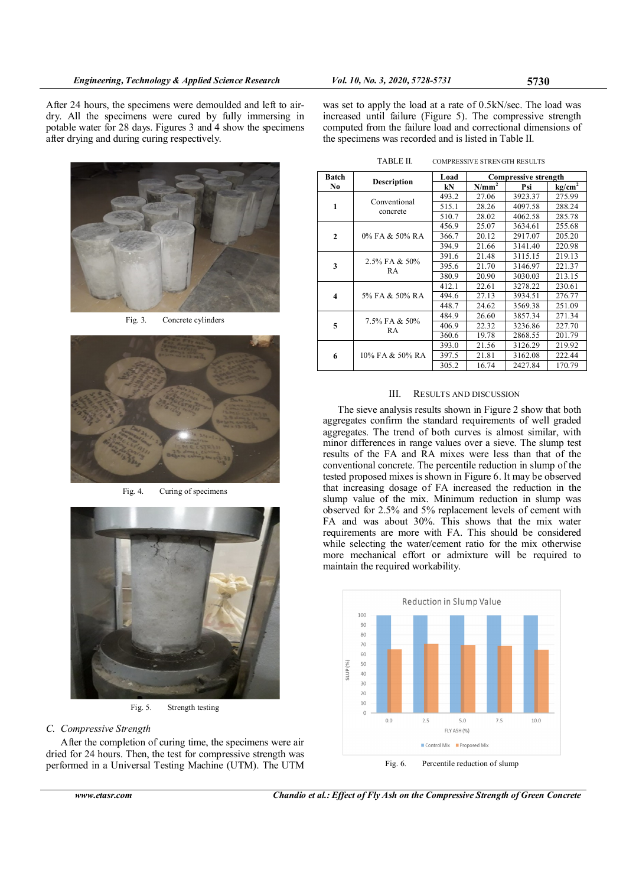After 24 hours, the specimens were demoulded and left to air-dry. All the specimens were cured by fully immersing in potable water for 28 days. Figures 3 and 4 show the specimens after drying and during curing respectively.

Fig. 3. Concrete cylinders

Fig. 4. Curing of specimens

Fig. 5. Strength testing

### C. Compressive Strength

After the completion of curing time, the specimens were air dried for 24 hours. Then, the test for compressive strength was performed in a Universal Testing Machine (UTM). The UTM was set to apply the load at a rate of 0.5kN/sec. The load was increased until failure (Figure 5). The compressive strength computed from the failure load and correctional dimensions of the specimens was recorded and is listed in Table II.

TABLE II. COMPRESSIVE STRENGTH RESULTS

| Batch No | Description | Load | Compressive strength | | |
|---|---|---|---|---|---|
| | | kN | N/mm$^2$ | Psi | kg/cm$^2$ |
| 1 | Conventional concrete | 493.2 | 27.06 | 3923.37 | 275.99 |
| | | 515.1 | 28.26 | 4097.58 | 288.24 |
| | | 510.7 | 28.02 | 4062.58 | 285.78 |
| 2 | 0% FA & 50% RA | 456.9 | 25.07 | 3634.61 | 255.68 |
| | | 366.7 | 20.12 | 2917.07 | 205.20 |
| | | 394.9 | 21.66 | 3141.40 | 220.98 |
| 3 | 2.5% FA & 50% RA | 391.6 | 21.48 | 3115.15 | 219.13 |
| | | 395.6 | 21.70 | 3146.97 | 221.37 |
| | | 380.9 | 20.90 | 3030.03 | 213.15 |
| 4 | 5% FA & 50% RA | 412.1 | 22.61 | 3278.22 | 230.61 |
| | | 494.6 | 27.13 | 3934.51 | 276.77 |
| | | 448.7 | 24.62 | 3569.38 | 251.09 |
| 5 | 7.5% FA & 50% RA | 484.9 | 26.60 | 3857.34 | 271.34 |
| | | 406.9 | 22.32 | 3236.86 | 227.70 |
| | | 360.6 | 19.78 | 2868.55 | 201.79 |
| 6 | 10% FA & 50% RA | 393.0 | 21.56 | 3126.29 | 219.92 |
| | | 397.5 | 21.81 | 3162.08 | 222.44 |
| | | 305.2 | 16.74 | 2427.84 | 170.79 |

## III. RESULTS AND DISCUSSION

The sieve analysis results shown in Figure 2 show that both aggregates confirm the standard requirements of well graded aggregates. The trend of both curves is almost similar, with minor differences in range values over a sieve. The slump test results of the FA and RA mixes were less than that of the conventional concrete. The percentile reduction in slump of the tested proposed mixes is shown in Figure 6. It may be observed that increasing dosage of FA increased the reduction in the slump value of the mix. Minimum reduction in slump was observed for 2.5% and 5% replacement levels of cement with FA and was about 30%. This shows that the mix water requirements are more with FA. This should be considered while selecting the water/cement ratio for the mix otherwise more mechanical effort or admixture will be required to maintain the required workability.

Fig. 6. Percentile reduction of slump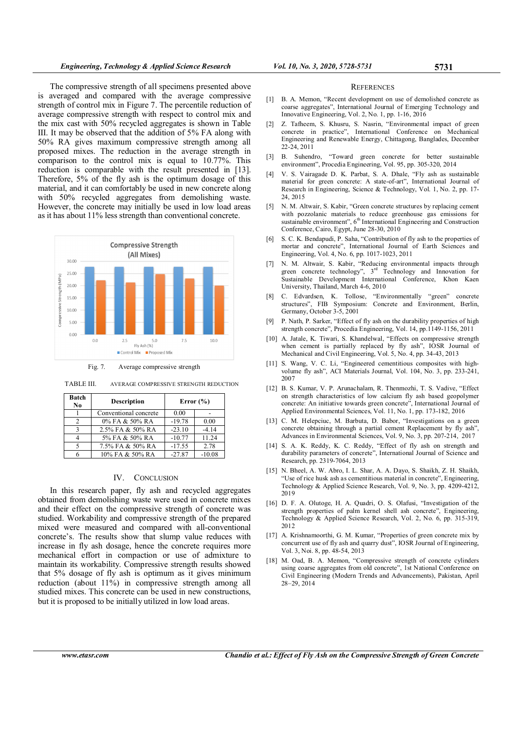The compressive strength of all specimens presented above is averaged and compared with the average compressive strength of control mix in Figure 7. The percentile reduction of average compressive strength with respect to control mix and the mix cast with 50% recycled aggregates is shown in Table III. It may be observed that the addition of 5% FA along with 50% RA gives maximum compressive strength among all proposed mixes. The reduction in the average strength in comparison to the control mix is equal to 10.77%. This reduction is comparable with the result presented in [13]. Therefore, 5% of the fly ash is the optimum dosage of this material, and it can comfortably be used in new concrete along with 50% recycled aggregates from demolishing waste. However, the concrete may initially be used in low load areas as it has about 11% less strength than conventional concrete.

Compressive Strength
(All Mixes)

30.00
25.00
20.00
15.00
10.00
5.00
0.00

Compressive Strength (MPa)

0.0
2.5
5.0
7.5
10.0

Fly Ash (%)

Control Mix
Proposed Mix

Fig. 7. Average compressive strength

TABLE III. AVERAGE COMPRESSIVE STRENGTH REDUCTION

| Batch No | Description | Error (%) | |
|---|---|---|---|
| 1 | Conventional concrete | 0.00 | - |
| 2 | 0% FA & 50% RA | -19.78 | 0.00 |
| 3 | 2.5% FA & 50% RA | -23.10 | -4.14 |
| 4 | 5% FA & 50% RA | -10.77 | 11.24 |
| 5 | 7.5% FA & 50% RA | -17.55 | 2.78 |
| 6 | 10% FA & 50% RA | -27.87 | -10.08 |

## IV. CONCLUSION

In this research paper, fly ash and recycled aggregates obtained from demolishing waste were used in concrete mixes and their effect on the compressive strength of concrete was studied. Workability and compressive strength of the prepared mixed were measured and compared with all-conventional concrete's. The results show that slump value reduces with increase in fly ash dosage, hence the concrete requires more mechanical effort in compaction or use of admixture to maintain its workability. Compressive strength results showed that 5% dosage of fly ash is optimum as it gives minimum reduction (about 11%) in compressive strength among all studied mixes. This concrete can be used in new constructions, but it is proposed to be initially utilized in low load areas.

## REFERENCES

[1] B. A. Memon, "Recent development on use of demolished concrete as coarse aggregates", International Journal of Emerging Technology and Innovative Engineering, Vol. 2, No. 1, pp. 1-16, 2016

[2] Z. Tafheem, S. Khusru, S. Nasrin, "Environmental impact of green concrete in practice", International Conference on Mechanical Engineering and Renewable Energy, Chittagong, Banglades, December 22-24, 2011

[3] B. Suhendro, "Toward green concrete for better sustainable environment", Procedia Engineering, Vol. 95, pp. 305-320, 2014

[4] V. S. Vairagade D. K. Parbat, S. A. Dhale, "Fly ash as sustainable material for green concrete: A state-of-art", International Journal of Research in Engineering, Science & Technology, Vol. 1, No. 2, pp. 17-24, 2015

[5] N. M. Altwair, S. Kabir, "Green concrete structures by replacing cement with pozzolanic materials to reduce greenhouse gas emissions for sustainable environment", 6th International Engineering and Construction Conference, Cairo, Egypt, June 28-30, 2010

[6] S. C. K. Bendapudi, P. Saha, "Contribution of fly ash to the properties of mortar and concrete", International Journal of Earth Sciences and Engineering, Vol. 4, No. 6, pp. 1017-1023, 2011

[7] N. M. Altwair, S. Kabir, "Reducing environmental impacts through green concrete technology", 3rd Technology and Innovation for Sustainable Development International Conference, Khon Kaen University, Thailand, March 4-6, 2010

[8] C. Edvardsen, K. Tollose, "Environmentally "green" concrete structures", FIB Symposium: Concrete and Environment, Berlin, Germany, October 3-5, 2001

[9] P. Nath, P. Sarker, "Effect of fly ash on the durability properties of high strength concrete", Procedia Engineering, Vol. 14, pp.1149-1156, 2011

[10] A. Jatale, K. Tiwari, S. Khandelwal, "Effects on compressive strength when cement is partially replaced by fly ash", IOSR Journal of Mechanical and Civil Engineering, Vol. 5, No. 4, pp. 34-43, 2013

[11] S. Wang, V. C. Li, "Engineered cementitious composites with high-volume fly ash", ACI Materials Journal, Vol. 104, No. 3, pp. 233-241, 2007

[12] B. S. Kumar, V. P. Arunachalam, R. Thenmozhi, T. S. Vadive, "Effect on strength characteristics of low calcium fly ash based geopolymer concrete: An initiative towards green concrete", International Journal of Applied Environmental Sciences, Vol. 11, No. 1, pp. 173-182, 2016

[13] C. M. Helepciuc, M. Barbuta, D. Babor, "Investigations on a green concrete obtaining through a partial cement Replacement by fly ash", Advances in Environmental Sciences, Vol. 9, No. 3, pp. 207-214, 2017

[14] S. A. K. Reddy, K. C. Reddy, "Effect of fly ash on strength and durability parameters of concrete", International Journal of Science and Research, pp. 2319-7064, 2013

[15] N. Bheel, A. W. Abro, I. L. Shar, A. A. Dayo, S. Shaikh, Z. H. Shaikh, "Use of rice husk ash as cementitious material in concrete", Engineering, Technology & Applied Science Research, Vol. 9, No. 3, pp. 4209-4212, 2019

[16] D. F. A. Olutoge, H. A. Quadri, O. S. Olafusi, "Investigation of the strength properties of palm kernel shell ash concrete", Engineering, Technology & Applied Science Research, Vol. 2, No. 6, pp. 315-319, 2012

[17] A. Krishnamoorthi, G. M. Kumar, "Properties of green concrete mix by concurrent use of fly ash and quarry dust", IOSR Journal of Engineering, Vol. 3, Noi. 8, pp. 48-54, 2013

[18] M. Oad, B. A. Memon, "Compressive strength of concrete cylinders using coarse aggregates from old concrete", 1st National Conference on Civil Engineering (Modern Trends and Advancements), Pakistan, April 28–29, 2014